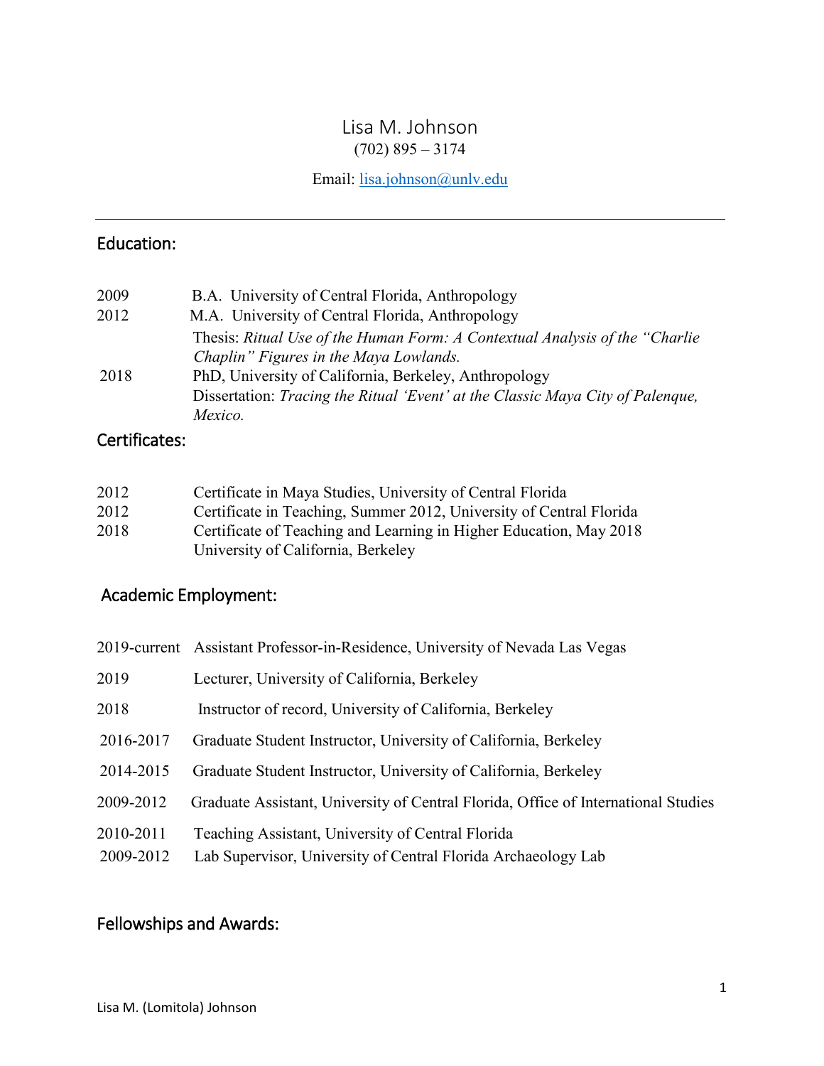# Lisa M. Johnson

(702) 895 – 3174

Email: lisa.johnson@unlv.edu

---

## Education:

| | |
|---|---|
| 2009 | B.A. University of Central Florida, Anthropology |
| 2012 | M.A. University of Central Florida, Anthropology<br>Thesis: *Ritual Use of the Human Form: A Contextual Analysis of the "Charlie Chaplin" Figures in the Maya Lowlands.* |
| 2018 | PhD, University of California, Berkeley, Anthropology<br>Dissertation: *Tracing the Ritual 'Event' at the Classic Maya City of Palenque, Mexico.* |

## Certificates:

| | |
|---|---|
| 2012 | Certificate in Maya Studies, University of Central Florida |
| 2012 | Certificate in Teaching, Summer 2012, University of Central Florida |
| 2018 | Certificate of Teaching and Learning in Higher Education, May 2018<br>University of California, Berkeley |

## Academic Employment:

| | |
|---|---|
| 2019-current | Assistant Professor-in-Residence, University of Nevada Las Vegas |
| 2019 | Lecturer, University of California, Berkeley |
| 2018 | Instructor of record, University of California, Berkeley |
| 2016-2017 | Graduate Student Instructor, University of California, Berkeley |
| 2014-2015 | Graduate Student Instructor, University of California, Berkeley |
| 2009-2012 | Graduate Assistant, University of Central Florida, Office of International Studies |
| 2010-2011 | Teaching Assistant, University of Central Florida |
| 2009-2012 | Lab Supervisor, University of Central Florida Archaeology Lab |

## Fellowships and Awards: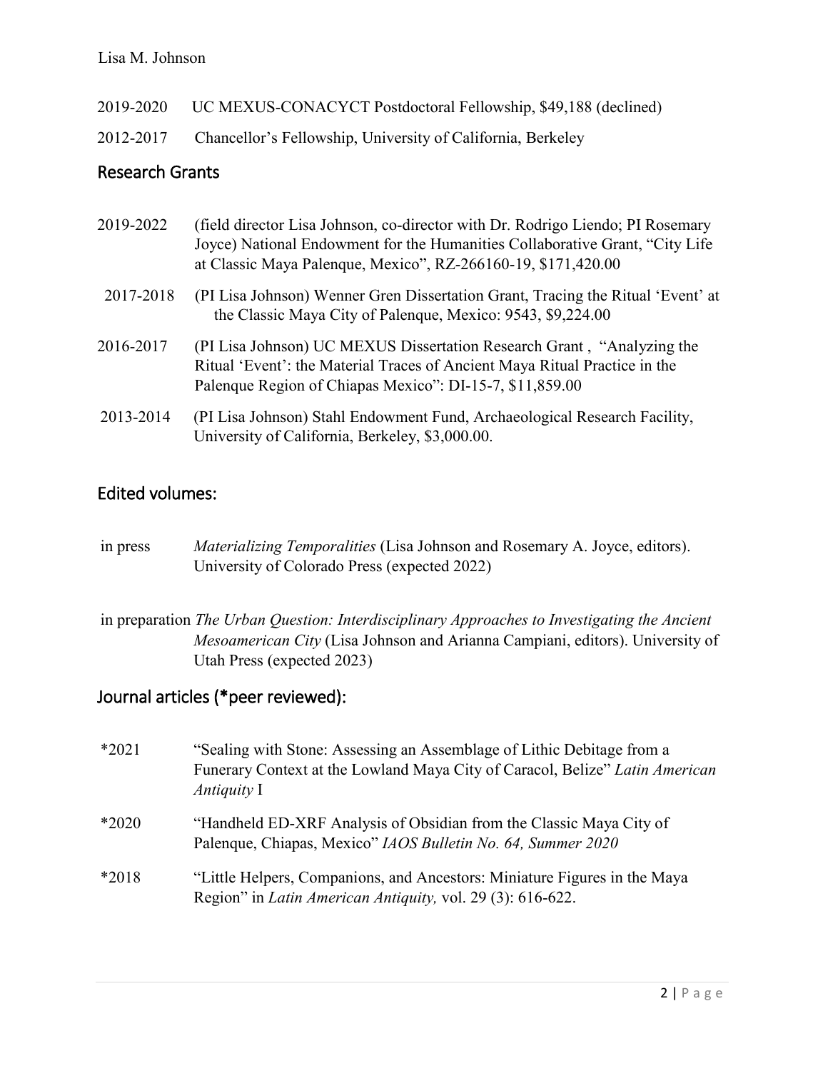2019-2020 UC MEXUS-CONACYCT Postdoctoral Fellowship, $49,188 (declined)

2012-2017 Chancellor's Fellowship, University of California, Berkeley

## Research Grants

2019-2022 (field director Lisa Johnson, co-director with Dr. Rodrigo Liendo; PI Rosemary Joyce) National Endowment for the Humanities Collaborative Grant, "City Life at Classic Maya Palenque, Mexico", RZ-266160-19, $171,420.00

2017-2018 (PI Lisa Johnson) Wenner Gren Dissertation Grant, Tracing the Ritual 'Event' at the Classic Maya City of Palenque, Mexico: 9543, $9,224.00

2016-2017 (PI Lisa Johnson) UC MEXUS Dissertation Research Grant , "Analyzing the Ritual 'Event': the Material Traces of Ancient Maya Ritual Practice in the Palenque Region of Chiapas Mexico": DI-15-7, $11,859.00

2013-2014 (PI Lisa Johnson) Stahl Endowment Fund, Archaeological Research Facility, University of California, Berkeley, $3,000.00.

## Edited volumes:

in press *Materializing Temporalities* (Lisa Johnson and Rosemary A. Joyce, editors). University of Colorado Press (expected 2022)

in preparation *The Urban Question: Interdisciplinary Approaches to Investigating the Ancient Mesoamerican City* (Lisa Johnson and Arianna Campiani, editors). University of Utah Press (expected 2023)

## Journal articles (*peer reviewed):

*2021 "Sealing with Stone: Assessing an Assemblage of Lithic Debitage from a Funerary Context at the Lowland Maya City of Caracol, Belize" *Latin American Antiquity* I

*2020 "Handheld ED-XRF Analysis of Obsidian from the Classic Maya City of Palenque, Chiapas, Mexico" *IAOS Bulletin No. 64, Summer 2020*

*2018 "Little Helpers, Companions, and Ancestors: Miniature Figures in the Maya Region" in *Latin American Antiquity,* vol. 29 (3): 616-622.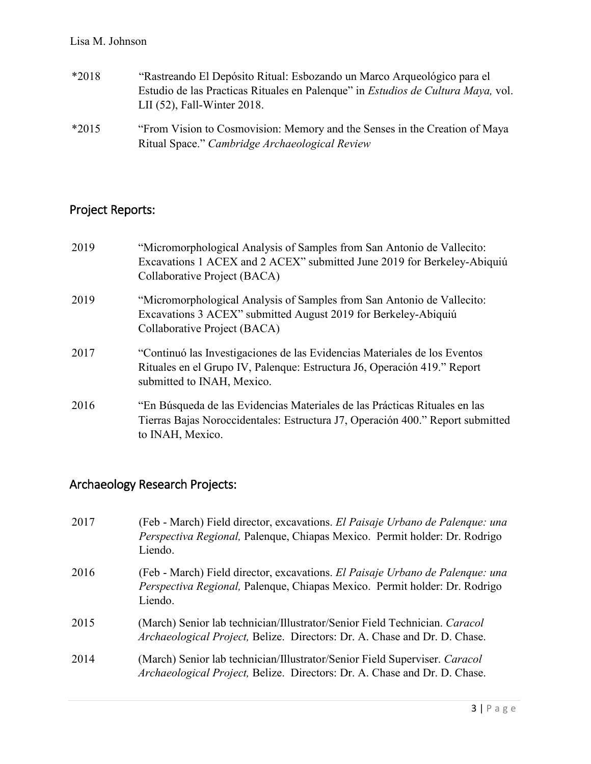*2018 "Rastreando El Depósito Ritual: Esbozando un Marco Arqueológico para el Estudio de las Practicas Rituales en Palenque" in *Estudios de Cultura Maya,* vol. LII (52), Fall-Winter 2018.

*2015 "From Vision to Cosmovision: Memory and the Senses in the Creation of Maya Ritual Space." *Cambridge Archaeological Review*

## Project Reports:

2019 "Micromorphological Analysis of Samples from San Antonio de Vallecito: Excavations 1 ACEX and 2 ACEX" submitted June 2019 for Berkeley-Abiquiú Collaborative Project (BACA)

2019 "Micromorphological Analysis of Samples from San Antonio de Vallecito: Excavations 3 ACEX" submitted August 2019 for Berkeley-Abiquiú Collaborative Project (BACA)

2017 "Continuó las Investigaciones de las Evidencias Materiales de los Eventos Rituales en el Grupo IV, Palenque: Estructura J6, Operación 419." Report submitted to INAH, Mexico.

2016 "En Búsqueda de las Evidencias Materiales de las Prácticas Rituales en las Tierras Bajas Noroccidentales: Estructura J7, Operación 400." Report submitted to INAH, Mexico.

## Archaeology Research Projects:

2017 (Feb - March) Field director, excavations. *El Paisaje Urbano de Palenque: una Perspectiva Regional,* Palenque, Chiapas Mexico. Permit holder: Dr. Rodrigo Liendo.

2016 (Feb - March) Field director, excavations. *El Paisaje Urbano de Palenque: una Perspectiva Regional,* Palenque, Chiapas Mexico. Permit holder: Dr. Rodrigo Liendo.

2015 (March) Senior lab technician/Illustrator/Senior Field Technician. *Caracol Archaeological Project,* Belize. Directors: Dr. A. Chase and Dr. D. Chase.

2014 (March) Senior lab technician/Illustrator/Senior Field Superviser. *Caracol Archaeological Project,* Belize. Directors: Dr. A. Chase and Dr. D. Chase.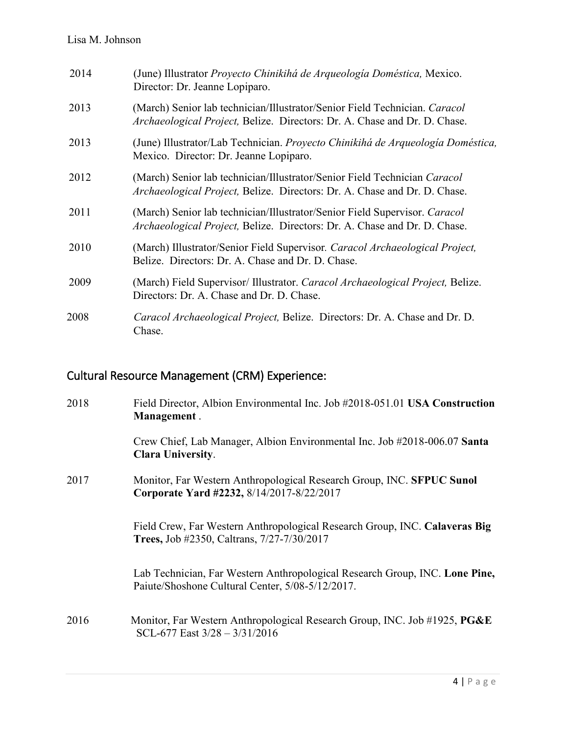2014 (June) Illustrator *Proyecto Chinikihá de Arqueología Doméstica,* Mexico. Director: Dr. Jeanne Lopiparo.

2013 (March) Senior lab technician/Illustrator/Senior Field Technician. *Caracol Archaeological Project,* Belize. Directors: Dr. A. Chase and Dr. D. Chase.

2013 (June) Illustrator/Lab Technician. *Proyecto Chinikihá de Arqueología Doméstica,* Mexico. Director: Dr. Jeanne Lopiparo.

2012 (March) Senior lab technician/Illustrator/Senior Field Technician *Caracol Archaeological Project,* Belize. Directors: Dr. A. Chase and Dr. D. Chase.

2011 (March) Senior lab technician/Illustrator/Senior Field Supervisor. *Caracol Archaeological Project,* Belize. Directors: Dr. A. Chase and Dr. D. Chase.

2010 (March) Illustrator/Senior Field Supervisor*. Caracol Archaeological Project,* Belize. Directors: Dr. A. Chase and Dr. D. Chase.

2009 (March) Field Supervisor/ Illustrator. *Caracol Archaeological Project,* Belize. Directors: Dr. A. Chase and Dr. D. Chase.

2008 *Caracol Archaeological Project,* Belize. Directors: Dr. A. Chase and Dr. D. Chase.

## Cultural Resource Management (CRM) Experience:

2018 Field Director, Albion Environmental Inc. Job #2018-051.01 **USA Construction Management** .

Crew Chief, Lab Manager, Albion Environmental Inc. Job #2018-006.07 **Santa Clara University**.

2017 Monitor, Far Western Anthropological Research Group, INC. **SFPUC Sunol Corporate Yard #2232,** 8/14/2017-8/22/2017

Field Crew, Far Western Anthropological Research Group, INC. **Calaveras Big Trees,** Job #2350, Caltrans, 7/27-7/30/2017

Lab Technician, Far Western Anthropological Research Group, INC. **Lone Pine,** Paiute/Shoshone Cultural Center, 5/08-5/12/2017.

2016 Monitor, Far Western Anthropological Research Group, INC. Job #1925, **PG&E** SCL-677 East 3/28 – 3/31/2016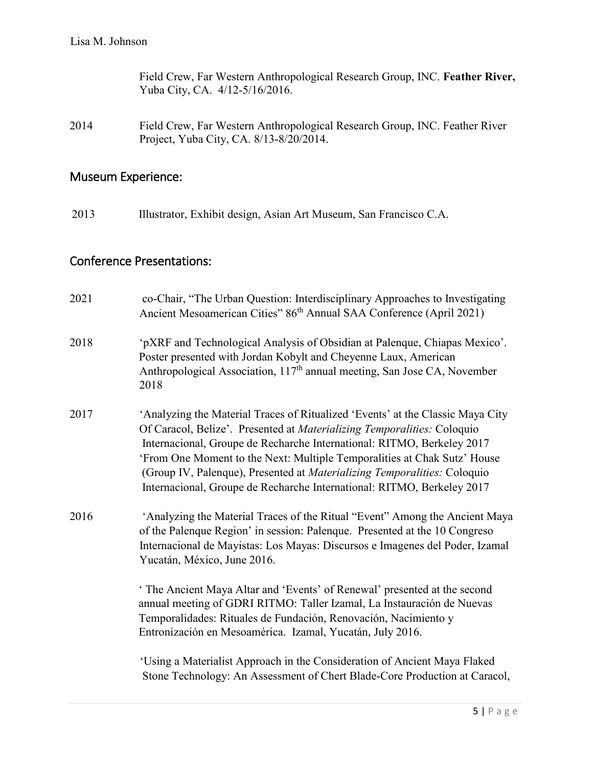Field Crew, Far Western Anthropological Research Group, INC. **Feather River,** Yuba City, CA. 4/12-5/16/2016.

2014 Field Crew, Far Western Anthropological Research Group, INC. Feather River Project, Yuba City, CA. 8/13-8/20/2014.

## Museum Experience:

2013 Illustrator, Exhibit design, Asian Art Museum, San Francisco C.A.

## Conference Presentations:

2021 co-Chair, "The Urban Question: Interdisciplinary Approaches to Investigating Ancient Mesoamerican Cities" 86th Annual SAA Conference (April 2021)

2018 'pXRF and Technological Analysis of Obsidian at Palenque, Chiapas Mexico'. Poster presented with Jordan Kobylt and Cheyenne Laux, American Anthropological Association, 117th annual meeting, San Jose CA, November 2018

2017 'Analyzing the Material Traces of Ritualized 'Events' at the Classic Maya City Of Caracol, Belize'. Presented at *Materializing Temporalities:* Coloquio Internacional, Groupe de Recharche International: RITMO, Berkeley 2017
'From One Moment to the Next: Multiple Temporalities at Chak Sutz' House (Group IV, Palenque), Presented at *Materializing Temporalities:* Coloquio Internacional, Groupe de Recharche International: RITMO, Berkeley 2017

2016 'Analyzing the Material Traces of the Ritual "Event" Among the Ancient Maya of the Palenque Region' in session: Palenque. Presented at the 10 Congreso Internacional de Mayistas: Los Mayas: Discursos e Imagenes del Poder, Izamal Yucatán, México, June 2016.

' The Ancient Maya Altar and 'Events' of Renewal' presented at the second annual meeting of GDRI RITMO: Taller Izamal, La Instauración de Nuevas Temporalidades: Rituales de Fundación, Renovación, Nacimiento y Entronización en Mesoamérica. Izamal, Yucatán, July 2016.

'Using a Materialist Approach in the Consideration of Ancient Maya Flaked Stone Technology: An Assessment of Chert Blade-Core Production at Caracol,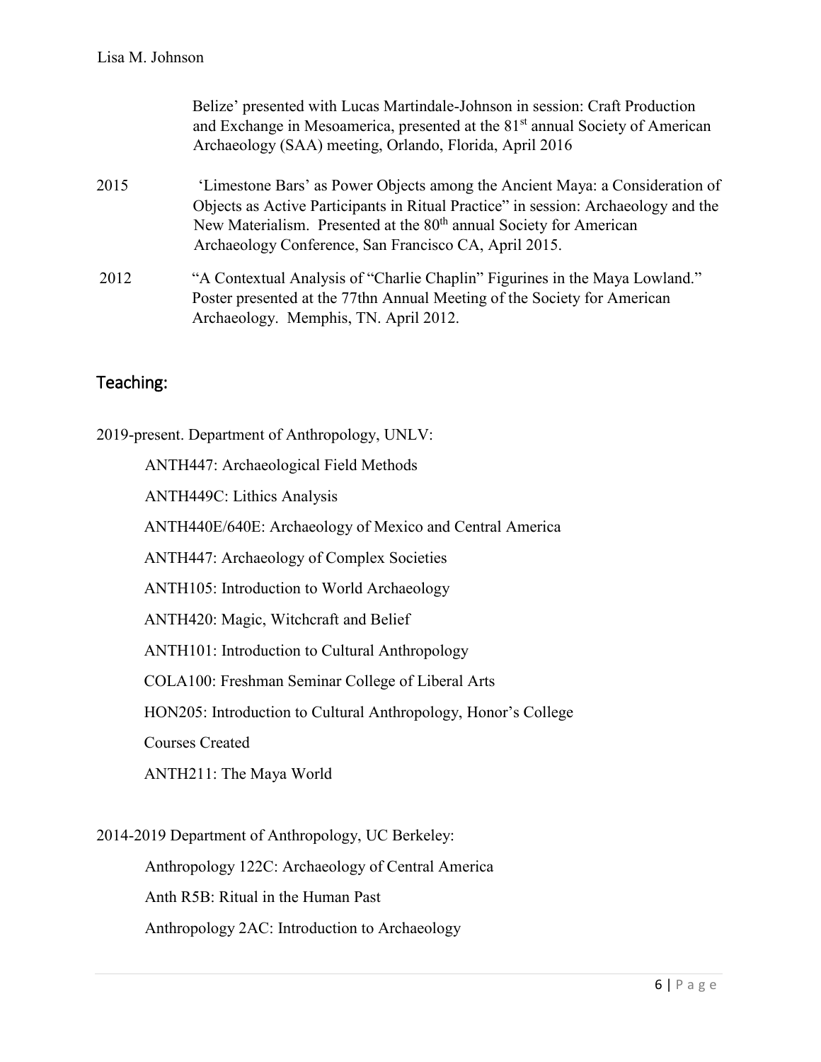Belize' presented with Lucas Martindale-Johnson in session: Craft Production and Exchange in Mesoamerica, presented at the 81st annual Society of American Archaeology (SAA) meeting, Orlando, Florida, April 2016

2015 'Limestone Bars' as Power Objects among the Ancient Maya: a Consideration of Objects as Active Participants in Ritual Practice" in session: Archaeology and the New Materialism. Presented at the 80th annual Society for American Archaeology Conference, San Francisco CA, April 2015.

2012 "A Contextual Analysis of "Charlie Chaplin" Figurines in the Maya Lowland." Poster presented at the 77thn Annual Meeting of the Society for American Archaeology. Memphis, TN. April 2012.

## Teaching:

2019-present. Department of Anthropology, UNLV:

- ANTH447: Archaeological Field Methods
- ANTH449C: Lithics Analysis
- ANTH440E/640E: Archaeology of Mexico and Central America
- ANTH447: Archaeology of Complex Societies
- ANTH105: Introduction to World Archaeology
- ANTH420: Magic, Witchcraft and Belief
- ANTH101: Introduction to Cultural Anthropology
- COLA100: Freshman Seminar College of Liberal Arts
- HON205: Introduction to Cultural Anthropology, Honor's College

Courses Created

- ANTH211: The Maya World

2014-2019 Department of Anthropology, UC Berkeley:

- Anthropology 122C: Archaeology of Central America
- Anth R5B: Ritual in the Human Past
- Anthropology 2AC: Introduction to Archaeology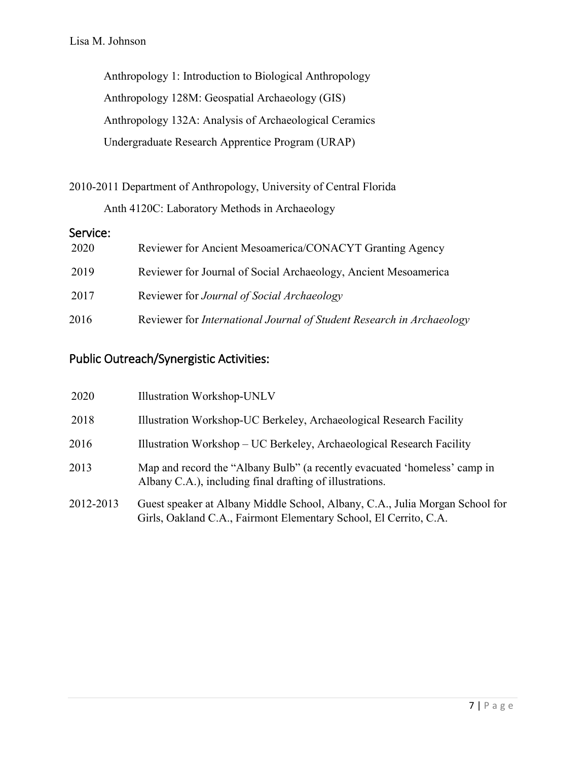Anthropology 1: Introduction to Biological Anthropology

Anthropology 128M: Geospatial Archaeology (GIS)

Anthropology 132A: Analysis of Archaeological Ceramics

Undergraduate Research Apprentice Program (URAP)

2010-2011 Department of Anthropology, University of Central Florida

Anth 4120C: Laboratory Methods in Archaeology

## Service:

| | |
|---|---|
| 2020 | Reviewer for Ancient Mesoamerica/CONACYT Granting Agency |
| 2019 | Reviewer for Journal of Social Archaeology, Ancient Mesoamerica |
| 2017 | Reviewer for *Journal of Social Archaeology* |
| 2016 | Reviewer for *International Journal of Student Research in Archaeology* |

## Public Outreach/Synergistic Activities:

| | |
|---|---|
| 2020 | Illustration Workshop-UNLV |
| 2018 | Illustration Workshop-UC Berkeley, Archaeological Research Facility |
| 2016 | Illustration Workshop – UC Berkeley, Archaeological Research Facility |
| 2013 | Map and record the "Albany Bulb" (a recently evacuated 'homeless' camp in Albany C.A.), including final drafting of illustrations. |
| 2012-2013 | Guest speaker at Albany Middle School, Albany, C.A., Julia Morgan School for Girls, Oakland C.A., Fairmont Elementary School, El Cerrito, C.A. |